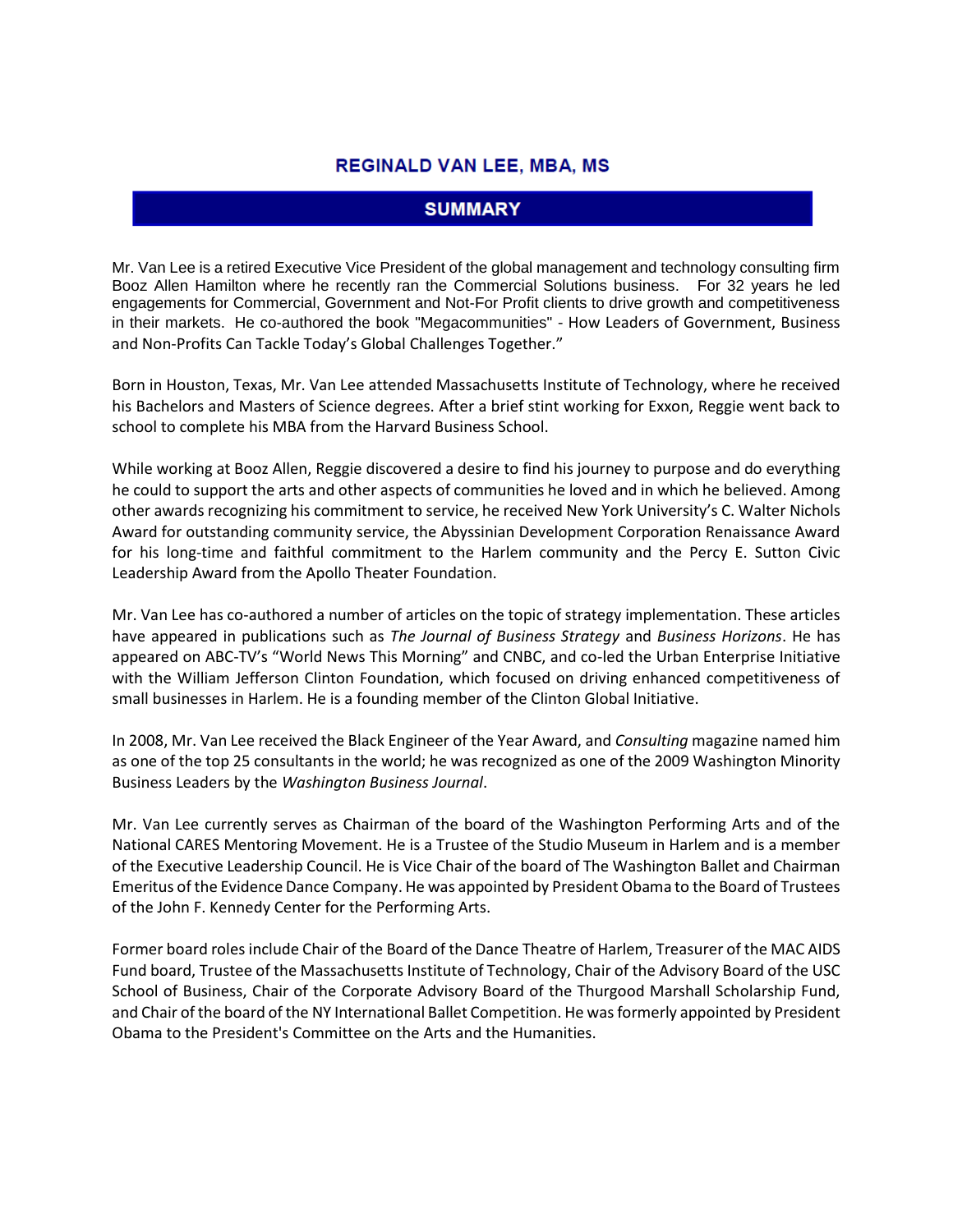# REGINALD VAN LEE, MBA, MS

## SUMMARY

Mr. Van Lee is a retired Executive Vice President of the global management and technology consulting firm Booz Allen Hamilton where he recently ran the Commercial Solutions business. For 32 years he led engagements for Commercial, Government and Not-For Profit clients to drive growth and competitiveness in their markets. He co-authored the book "Megacommunities" - How Leaders of Government, Business and Non-Profits Can Tackle Today's Global Challenges Together."

Born in Houston, Texas, Mr. Van Lee attended Massachusetts Institute of Technology, where he received his Bachelors and Masters of Science degrees. After a brief stint working for Exxon, Reggie went back to school to complete his MBA from the Harvard Business School.

While working at Booz Allen, Reggie discovered a desire to find his journey to purpose and do everything he could to support the arts and other aspects of communities he loved and in which he believed. Among other awards recognizing his commitment to service, he received New York University's C. Walter Nichols Award for outstanding community service, the Abyssinian Development Corporation Renaissance Award for his long-time and faithful commitment to the Harlem community and the Percy E. Sutton Civic Leadership Award from the Apollo Theater Foundation.

Mr. Van Lee has co-authored a number of articles on the topic of strategy implementation. These articles have appeared in publications such as *The Journal of Business Strategy* and *Business Horizons*. He has appeared on ABC-TV's "World News This Morning" and CNBC, and co-led the Urban Enterprise Initiative with the William Jefferson Clinton Foundation, which focused on driving enhanced competitiveness of small businesses in Harlem. He is a founding member of the Clinton Global Initiative.

In 2008, Mr. Van Lee received the Black Engineer of the Year Award, and *Consulting* magazine named him as one of the top 25 consultants in the world; he was recognized as one of the 2009 Washington Minority Business Leaders by the *Washington Business Journal*.

Mr. Van Lee currently serves as Chairman of the board of the Washington Performing Arts and of the National CARES Mentoring Movement. He is a Trustee of the Studio Museum in Harlem and is a member of the Executive Leadership Council. He is Vice Chair of the board of The Washington Ballet and Chairman Emeritus of the Evidence Dance Company. He was appointed by President Obama to the Board of Trustees of the John F. Kennedy Center for the Performing Arts.

Former board roles include Chair of the Board of the Dance Theatre of Harlem, Treasurer of the MAC AIDS Fund board, Trustee of the Massachusetts Institute of Technology, Chair of the Advisory Board of the USC School of Business, Chair of the Corporate Advisory Board of the Thurgood Marshall Scholarship Fund, and Chair of the board of the NY International Ballet Competition. He was formerly appointed by President Obama to the President's Committee on the Arts and the Humanities.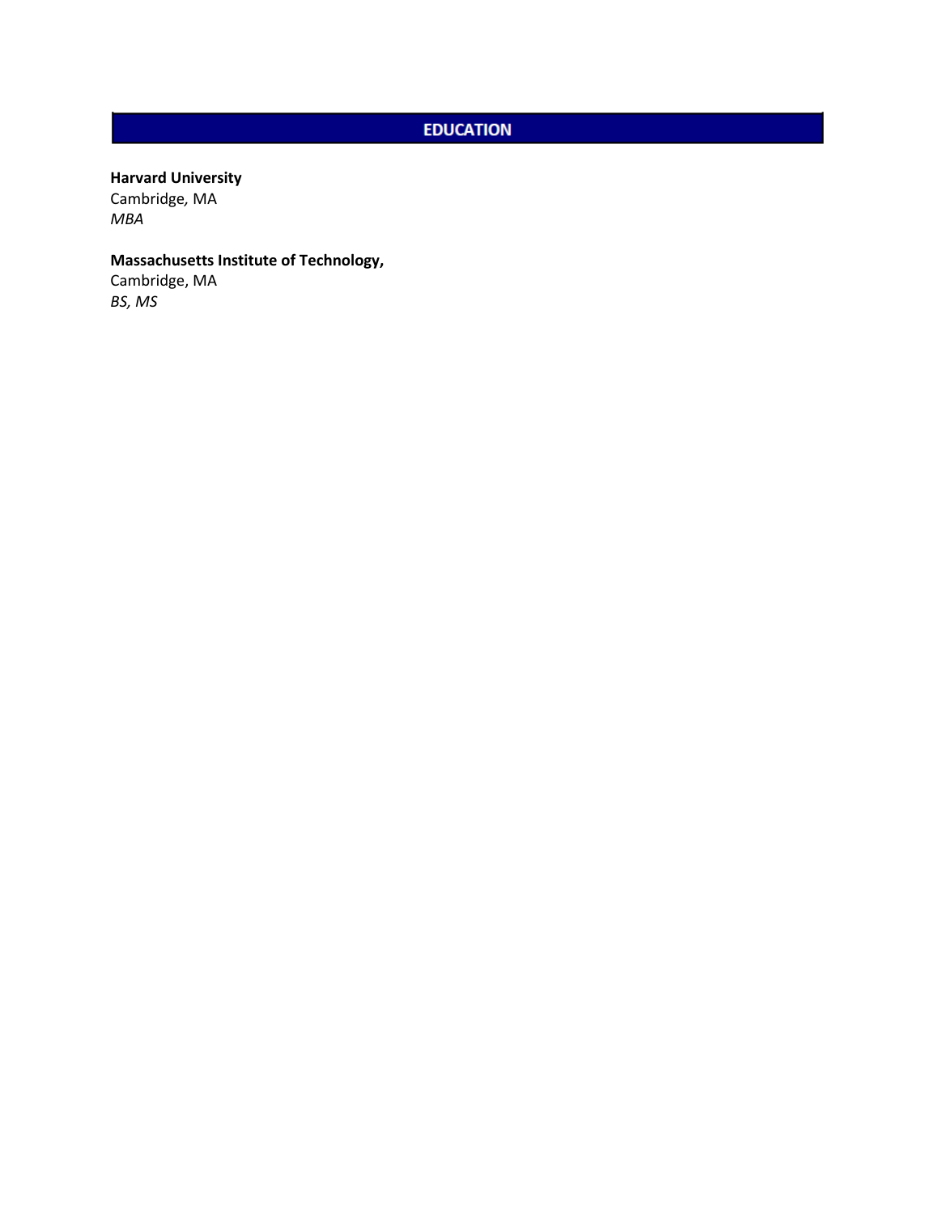## EDUCATION

**Harvard University**
Cambridge, MA
*MBA*

**Massachusetts Institute of Technology,**
Cambridge, MA
*BS, MS*